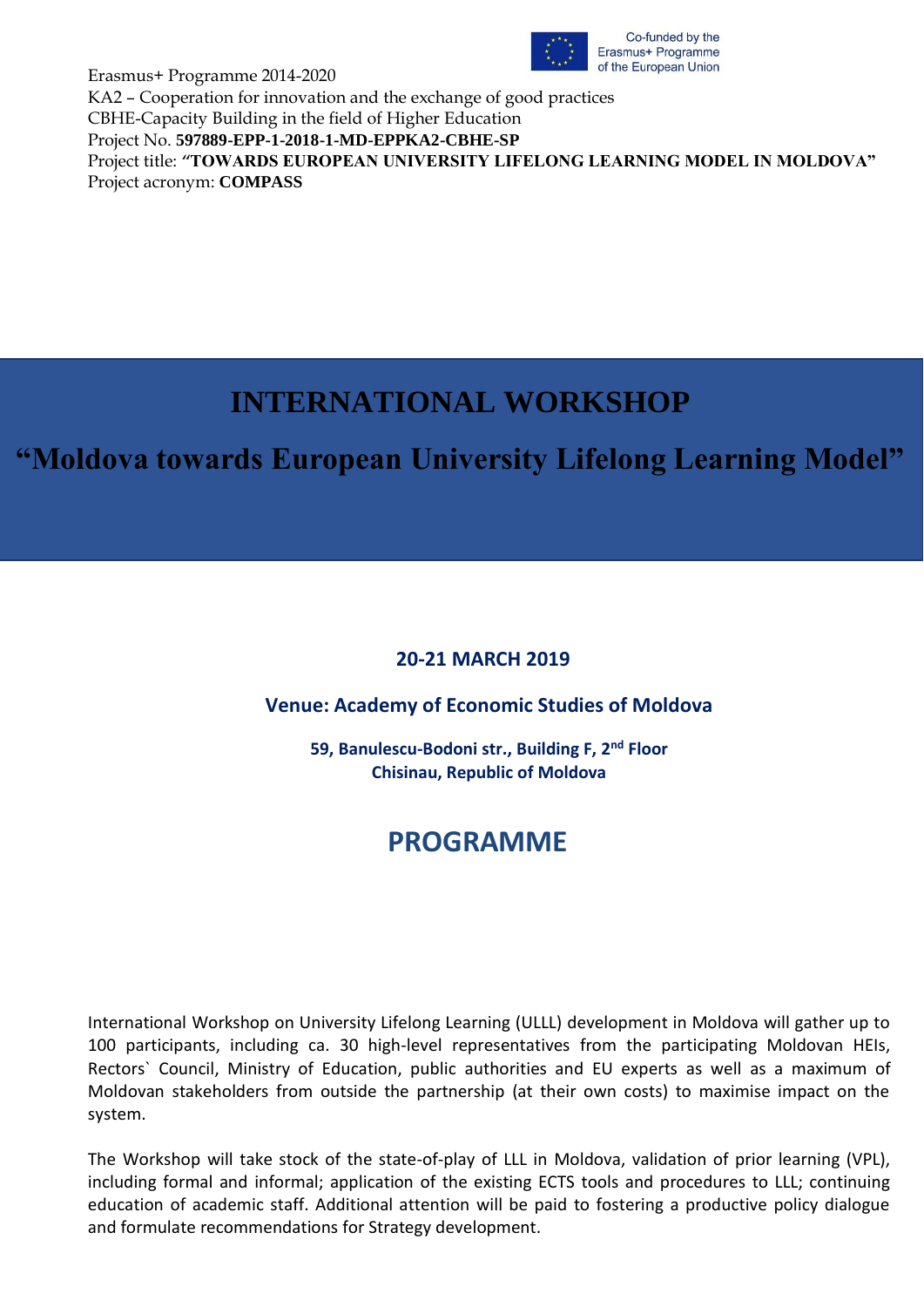Co-funded by the Erasmus+ Programme of the European Union

Erasmus+ Programme 2014-2020
KA2 – Cooperation for innovation and the exchange of good practices
CBHE-Capacity Building in the field of Higher Education
Project No. **597889-EPP-1-2018-1-MD-EPPKA2-CBHE-SP**
Project title: **"TOWARDS EUROPEAN UNIVERSITY LIFELONG LEARNING MODEL IN MOLDOVA"**
Project acronym: **COMPASS**

# INTERNATIONAL WORKSHOP

# "Moldova towards European University Lifelong Learning Model"

**20-21 MARCH 2019**

**Venue: Academy of Economic Studies of Moldova**

**59, Banulescu-Bodoni str., Building F, 2nd Floor**
**Chisinau, Republic of Moldova**

## PROGRAMME

International Workshop on University Lifelong Learning (ULLL) development in Moldova will gather up to 100 participants, including ca. 30 high-level representatives from the participating Moldovan HEIs, Rectors` Council, Ministry of Education, public authorities and EU experts as well as a maximum of Moldovan stakeholders from outside the partnership (at their own costs) to maximise impact on the system.

The Workshop will take stock of the state-of-play of LLL in Moldova, validation of prior learning (VPL), including formal and informal; application of the existing ECTS tools and procedures to LLL; continuing education of academic staff. Additional attention will be paid to fostering a productive policy dialogue and formulate recommendations for Strategy development.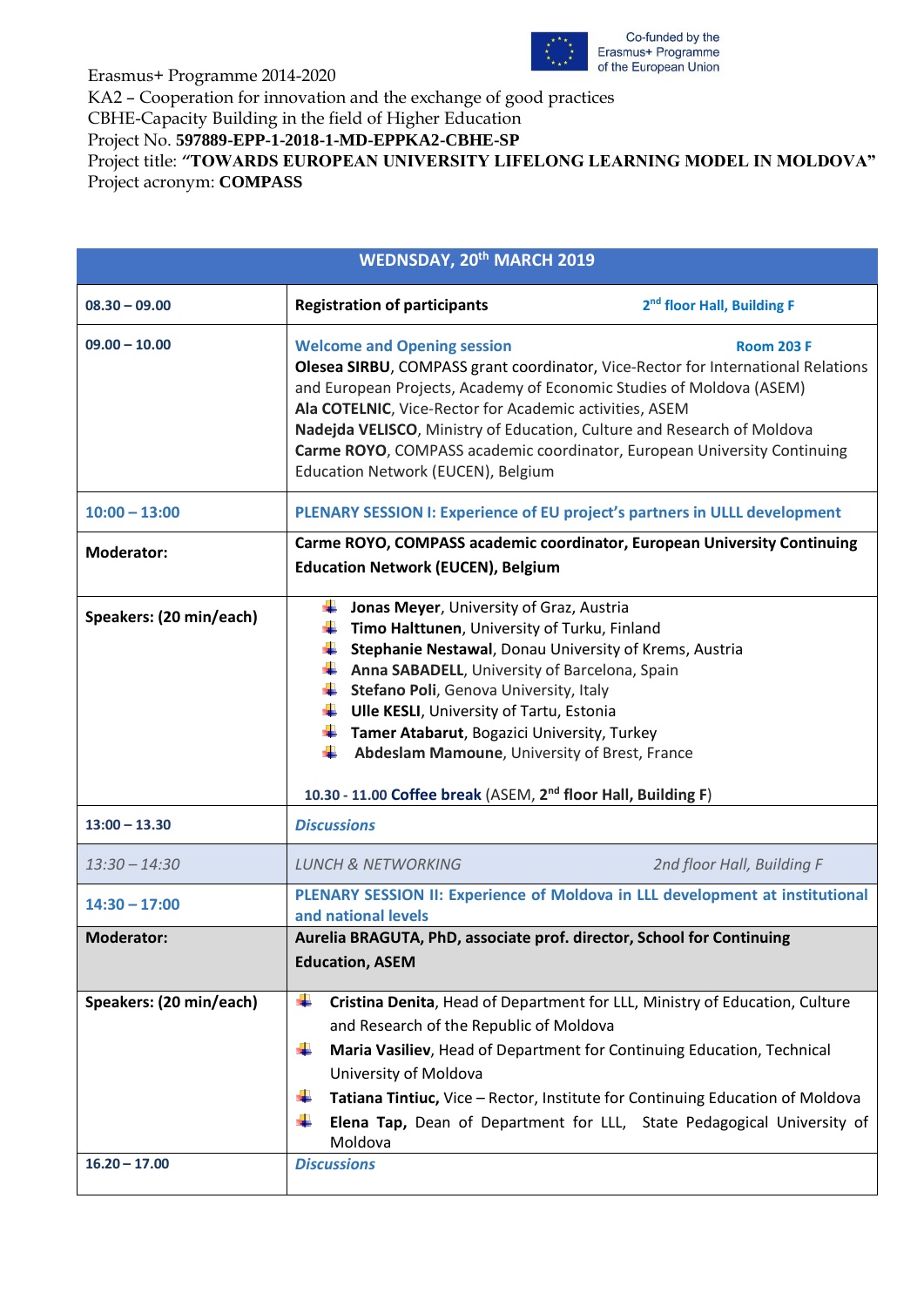Co-funded by the Erasmus+ Programme of the European Union

Erasmus+ Programme 2014-2020
KA2 – Cooperation for innovation and the exchange of good practices
CBHE-Capacity Building in the field of Higher Education
Project No. **597889-EPP-1-2018-1-MD-EPPKA2-CBHE-SP**
Project title: **"TOWARDS EUROPEAN UNIVERSITY LIFELONG LEARNING MODEL IN MOLDOVA"**
Project acronym: **COMPASS**

| WEDNSDAY, 20th MARCH 2019 | |
|---|---|
| **08.30 – 09.00** | **Registration of participants** — **2nd floor Hall, Building F** |
| **09.00 – 10.00** | **Welcome and Opening session** — **Room 203 F**<br>**Olesea SIRBU**, COMPASS grant coordinator, Vice-Rector for International Relations and European Projects, Academy of Economic Studies of Moldova (ASEM)<br>**Ala COTELNIC**, Vice-Rector for Academic activities, ASEM<br>**Nadejda VELISCO**, Ministry of Education, Culture and Research of Moldova<br>**Carme ROYO**, COMPASS academic coordinator, European University Continuing Education Network (EUCEN), Belgium |
| **10:00 – 13:00** | **PLENARY SESSION I: Experience of EU project's partners in ULLL development** |
| **Moderator:** | **Carme ROYO, COMPASS academic coordinator, European University Continuing Education Network (EUCEN), Belgium** |
| **Speakers: (20 min/each)** | - **Jonas Meyer**, University of Graz, Austria<br>- **Timo Halttunen**, University of Turku, Finland<br>- **Stephanie Nestawal**, Donau University of Krems, Austria<br>- **Anna SABADELL**, University of Barcelona, Spain<br>- **Stefano Poli**, Genova University, Italy<br>- **Ulle KESLI**, University of Tartu, Estonia<br>- **Tamer Atabarut**, Bogazici University, Turkey<br>- **Abdeslam Mamoune**, University of Brest, France<br><br>10.30 - 11.00 **Coffee break** (ASEM, **2nd floor Hall, Building F**) |
| **13:00 – 13.30** | ***Discussions*** |
| *13:30 – 14:30* | *LUNCH & NETWORKING* — *2nd floor Hall, Building F* |
| **14:30 – 17:00** | **PLENARY SESSION II: Experience of Moldova in LLL development at institutional and national levels** |
| **Moderator:** | **Aurelia BRAGUTA, PhD, associate prof. director, School for Continuing Education, ASEM** |
| **Speakers: (20 min/each)** | - **Cristina Denita**, Head of Department for LLL, Ministry of Education, Culture and Research of the Republic of Moldova<br>- **Maria Vasiliev**, Head of Department for Continuing Education, Technical University of Moldova<br>- **Tatiana Tintiuc,** Vice – Rector, Institute for Continuing Education of Moldova<br>- **Elena Tap,** Dean of Department for LLL, State Pedagogical University of Moldova |
| **16.20 – 17.00** | ***Discussions*** |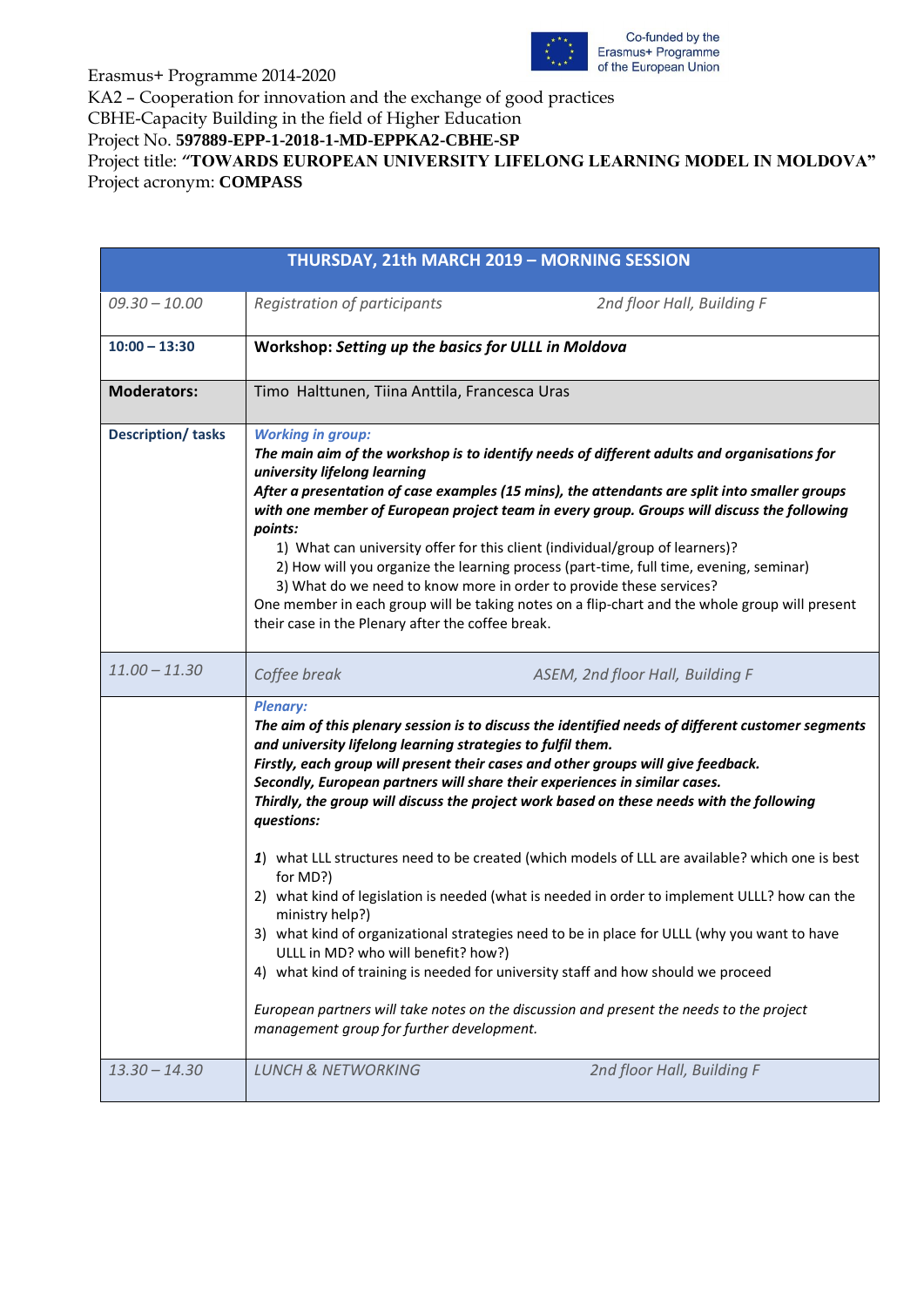Co-funded by the Erasmus+ Programme of the European Union

Erasmus+ Programme 2014-2020
KA2 – Cooperation for innovation and the exchange of good practices
CBHE-Capacity Building in the field of Higher Education
Project No. **597889-EPP-1-2018-1-MD-EPPKA2-CBHE-SP**
Project title: **"TOWARDS EUROPEAN UNIVERSITY LIFELONG LEARNING MODEL IN MOLDOVA"**
Project acronym: **COMPASS**

| **THURSDAY, 21th MARCH 2019 – MORNING SESSION** | |
|---|---|
| *09.30 – 10.00* | *Registration of participants* — *2nd floor Hall, Building F* |
| **10:00 – 13:30** | **Workshop:** ***Setting up the basics for ULLL in Moldova*** |
| **Moderators:** | Timo Halttunen, Tiina Anttila, Francesca Uras |
| **Description/ tasks** | ***Working in group:*** <br> ***The main aim of the workshop is to identify needs of different adults and organisations for university lifelong learning*** <br> ***After a presentation of case examples (15 mins), the attendants are split into smaller groups with one member of European project team in every group. Groups will discuss the following points:*** <br> 1) What can university offer for this client (individual/group of learners)? <br> 2) How will you organize the learning process (part-time, full time, evening, seminar) <br> 3) What do we need to know more in order to provide these services? <br> One member in each group will be taking notes on a flip-chart and the whole group will present their case in the Plenary after the coffee break. |
| *11.00 – 11.30* | *Coffee break* — *ASEM, 2nd floor Hall, Building F* |
| | ***Plenary:*** <br> ***The aim of this plenary session is to discuss the identified needs of different customer segments and university lifelong learning strategies to fulfil them.*** <br> ***Firstly, each group will present their cases and other groups will give feedback.*** <br> ***Secondly, European partners will share their experiences in similar cases.*** <br> ***Thirdly, the group will discuss the project work based on these needs with the following questions:*** <br><br> 1) what LLL structures need to be created (which models of LLL are available? which one is best for MD?) <br> 2) what kind of legislation is needed (what is needed in order to implement ULLL? how can the ministry help?) <br> 3) what kind of organizational strategies need to be in place for ULLL (why you want to have ULLL in MD? who will benefit? how?) <br> 4) what kind of training is needed for university staff and how should we proceed <br><br> *European partners will take notes on the discussion and present the needs to the project management group for further development.* |
| *13.30 – 14.30* | *LUNCH & NETWORKING* — *2nd floor Hall, Building F* |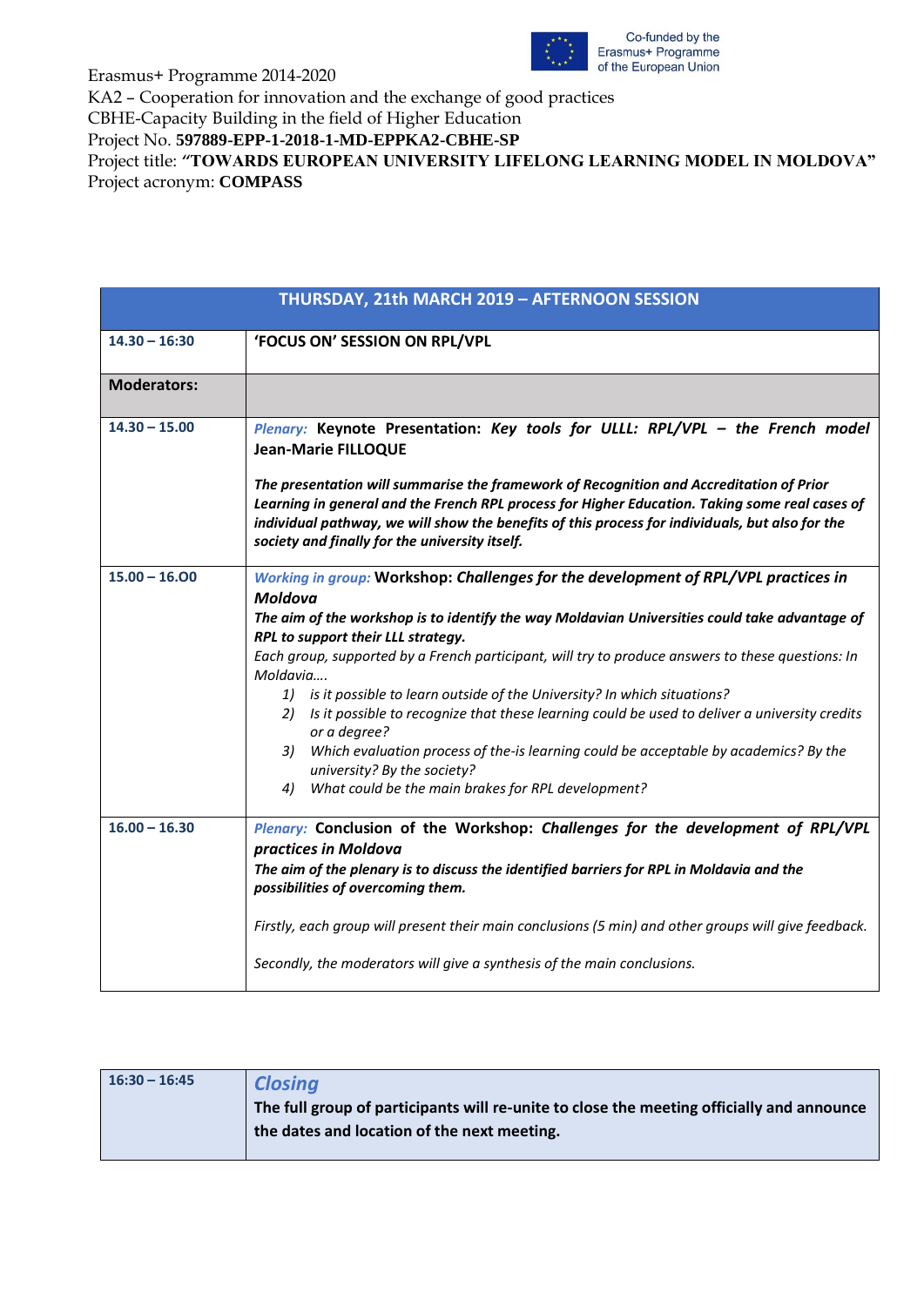Erasmus+ Programme 2014-2020
KA2 – Cooperation for innovation and the exchange of good practices
CBHE-Capacity Building in the field of Higher Education
Project No. **597889-EPP-1-2018-1-MD-EPPKA2-CBHE-SP**
Project title: **"TOWARDS EUROPEAN UNIVERSITY LIFELONG LEARNING MODEL IN MOLDOVA"**
Project acronym: **COMPASS**

Co-funded by the Erasmus+ Programme of the European Union

| THURSDAY, 21th MARCH 2019 – AFTERNOON SESSION | |
|---|---|
| **14.30 – 16:30** | **'FOCUS ON' SESSION ON RPL/VPL** |
| **Moderators:** | |
| **14.30 – 15.00** | *Plenary:* **Keynote Presentation:** ***Key tools for ULLL: RPL/VPL – the French model*** **Jean-Marie FILLOQUE** <br><br> ***The presentation will summarise the framework of Recognition and Accreditation of Prior Learning in general and the French RPL process for Higher Education. Taking some real cases of individual pathway, we will show the benefits of this process for individuals, but also for the society and finally for the university itself.*** |
| **15.00 – 16.OO** | *Working in group:* **Workshop:** ***Challenges for the development of RPL/VPL practices in Moldova*** <br> ***The aim of the workshop is to identify the way Moldavian Universities could take advantage of RPL to support their LLL strategy.*** <br> *Each group, supported by a French participant, will try to produce answers to these questions: In Moldavia….* <br> *1) is it possible to learn outside of the University? In which situations?* <br> *2) Is it possible to recognize that these learning could be used to deliver a university credits or a degree?* <br> *3) Which evaluation process of the-is learning could be acceptable by academics? By the university? By the society?* <br> *4) What could be the main brakes for RPL development?* |
| **16.00 – 16.30** | *Plenary:* **Conclusion of the Workshop:** ***Challenges for the development of RPL/VPL practices in Moldova*** <br> ***The aim of the plenary is to discuss the identified barriers for RPL in Moldavia and the possibilities of overcoming them.*** <br><br> *Firstly, each group will present their main conclusions (5 min) and other groups will give feedback.* <br><br> *Secondly, the moderators will give a synthesis of the main conclusions.* |

| | |
|---|---|
| **16:30 – 16:45** | ***Closing*** <br> **The full group of participants will re-unite to close the meeting officially and announce the dates and location of the next meeting.** |